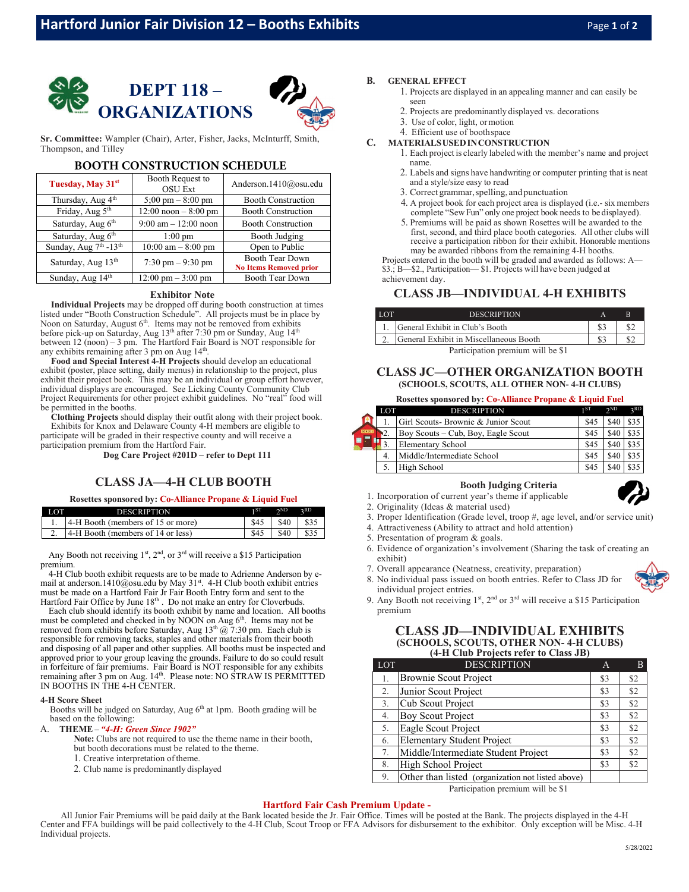# DEPT 118 – ORGANIZATIONS

**Sr. Committee:** Wampler (Chair), Arter, Fisher, Jacks, McInturff, Smith, Thompson, and Tilley

## BOOTH CONSTRUCTION SCHEDULE

| | | |
|---|---|---|
| **Tuesday, May 31st** | Booth Request to OSU Ext | Anderson.1410@osu.edu |
| Thursday, Aug 4th | 5;00 pm – 8:00 pm | Booth Construction |
| Friday, Aug 5th | 12:00 noon – 8:00 pm | Booth Construction |
| Saturday, Aug 6th | 9:00 am – 12:00 noon | Booth Construction |
| Saturday, Aug 6th | 1:00 pm | Booth Judging |
| Sunday, Aug 7th -13th | 10:00 am – 8:00 pm | Open to Public |
| Saturday, Aug 13th | 7:30 pm – 9:30 pm | Booth Tear Down **No Items Removed prior** |
| Sunday, Aug 14th | 12:00 pm – 3:00 pm | Booth Tear Down |

### Exhibitor Note

**Individual Projects** may be dropped off during booth construction at times listed under "Booth Construction Schedule". All projects must be in place by Noon on Saturday, August 6th. Items may not be removed from exhibits before pick-up on Saturday, Aug 13th after 7:30 pm or Sunday, Aug 14th between 12 (noon) – 3 pm. The Hartford Fair Board is NOT responsible for any exhibits remaining after 3 pm on Aug 14th.

**Food and Special Interest 4-H Projects** should develop an educational exhibit (poster, place setting, daily menus) in relationship to the project, plus exhibit their project book. This may be an individual or group effort however, individual displays are encouraged. See Licking County Community Club Project Requirements for other project exhibit guidelines. No "real" food will be permitted in the booths.

**Clothing Projects** should display their outfit along with their project book. Exhibits for Knox and Delaware County 4-H members are eligible to participate will be graded in their respective county and will receive a participation premium from the Hartford Fair.

**Dog Care Project #201D – refer to Dept 111**

## CLASS JA—4-H CLUB BOOTH

**Rosettes sponsored by: Co-Alliance Propane & Liquid Fuel**

| LOT | DESCRIPTION | 1ST | 2ND | 3RD |
|---|---|---|---|---|
| 1. | 4-H Booth (members of 15 or more) | $45 | $40 | $35 |
| 2. | 4-H Booth (members of 14 or less) | $45 | $40 | $35 |

Any Booth not receiving 1st, 2nd, or 3rd will receive a $15 Participation premium.

4-H Club booth exhibit requests are to be made to Adrienne Anderson by e-mail at anderson.1410@osu.edu by May 31st. 4-H Club booth exhibit entries must be made on a Hartford Fair Jr Fair Booth Entry form and sent to the Hartford Fair Office by June 18th. Do not make an entry for Cloverbuds.

Each club should identify its booth exhibit by name and location. All booths must be completed and checked in by NOON on Aug 6th. Items may not be removed from exhibits before Saturday, Aug 13th @ 7:30 pm. Each club is responsible for removing tacks, staples and other materials from their booth and disposing of all paper and other supplies. All booths must be inspected and approved prior to your group leaving the grounds. Failure to do so could result in forfeiture of fair premiums. Fair Board is NOT responsible for any exhibits remaining after 3 pm on Aug. 14th. Please note: NO STRAW IS PERMITTED IN BOOTHS IN THE 4-H CENTER.

**4-H Score Sheet**

Booths will be judged on Saturday, Aug 6th at 1pm. Booth grading will be based on the following:

A. **THEME – *"4-H: Green Since 1902"***
   **Note:** Clubs are not required to use the theme name in their booth, but booth decorations must be related to the theme.
   1. Creative interpretation of theme.
   2. Club name is predominantly displayed

B. **GENERAL EFFECT**
   1. Projects are displayed in an appealing manner and can easily be seen
   2. Projects are predominantly displayed vs. decorations
   3. Use of color, light, or motion
   4. Efficient use of booth space

C. **MATERIALS USED IN CONSTRUCTION**
   1. Each project is clearly labeled with the member's name and project name.
   2. Labels and signs have handwriting or computer printing that is neat and a style/size easy to read
   3. Correct grammar, spelling, and punctuation
   4. A project book for each project area is displayed (i.e.- six members complete "Sew Fun" only one project book needs to be displayed).
   5. Premiums will be paid as shown Rosettes will be awarded to the first, second, and third place booth categories. All other clubs will receive a participation ribbon for their exhibit. Honorable mentions may be awarded ribbons from the remaining 4-H booths.

Projects entered in the booth will be graded and awarded as follows: A—$3.; B—$2., Participation— $1. Projects will have been judged at achievement day.

## CLASS JB—INDIVIDUAL 4-H EXHIBITS

| LOT | DESCRIPTION | A | B |
|---|---|---|---|
| 1. | General Exhibit in Club's Booth | $3 | $2 |
| 2. | General Exhibit in Miscellaneous Booth | $3 | $2 |

Participation premium will be $1

## CLASS JC—OTHER ORGANIZATION BOOTH

**(SCHOOLS, SCOUTS, ALL OTHER NON- 4-H CLUBS)**

**Rosettes sponsored by: Co-Alliance Propane & Liquid Fuel**

| LOT | DESCRIPTION | 1ST | 2ND | 3RD |
|---|---|---|---|---|
| 1. | Girl Scouts- Brownie & Junior Scout | $45 | $40 | $35 |
| 2. | Boy Scouts – Cub, Boy, Eagle Scout | $45 | $40 | $35 |
| 3. | Elementary School | $45 | $40 | $35 |
| 4. | Middle/Intermediate School | $45 | $40 | $35 |
| 5. | High School | $45 | $40 | $35 |

### Booth Judging Criteria

1. Incorporation of current year's theme if applicable
2. Originality (Ideas & material used)
3. Proper Identification (Grade level, troop #, age level, and/or service unit)
4. Attractiveness (Ability to attract and hold attention)
5. Presentation of program & goals.
6. Evidence of organization's involvement (Sharing the task of creating an exhibit)
7. Overall appearance (Neatness, creativity, preparation)
8. No individual pass issued on booth entries. Refer to Class JD for individual project entries.
9. Any Booth not receiving 1st, 2nd or 3rd will receive a $15 Participation premium

## CLASS JD—INDIVIDUAL EXHIBITS

**(SCHOOLS, SCOUTS, OTHER NON- 4-H CLUBS)**
**(4-H Club Projects refer to Class JB)**

| LOT | DESCRIPTION | A | B |
|---|---|---|---|
| 1. | Brownie Scout Project | $3 | $2 |
| 2. | Junior Scout Project | $3 | $2 |
| 3. | Cub Scout Project | $3 | $2 |
| 4. | Boy Scout Project | $3 | $2 |
| 5. | Eagle Scout Project | $3 | $2 |
| 6. | Elementary Student Project | $3 | $2 |
| 7. | Middle/Intermediate Student Project | $3 | $2 |
| 8. | High School Project | $3 | $2 |
| 9. | Other than listed (organization not listed above) | | |

Participation premium will be $1

**Hartford Fair Cash Premium Update -**

All Junior Fair Premiums will be paid daily at the Bank located beside the Jr. Fair Office. Times will be posted at the Bank. The projects displayed in the 4-H Center and FFA buildings will be paid collectively to the 4-H Club, Scout Troop or FFA Advisors for disbursement to the exhibitor. Only exception will be Misc. 4-H Individual projects.

5/28/2022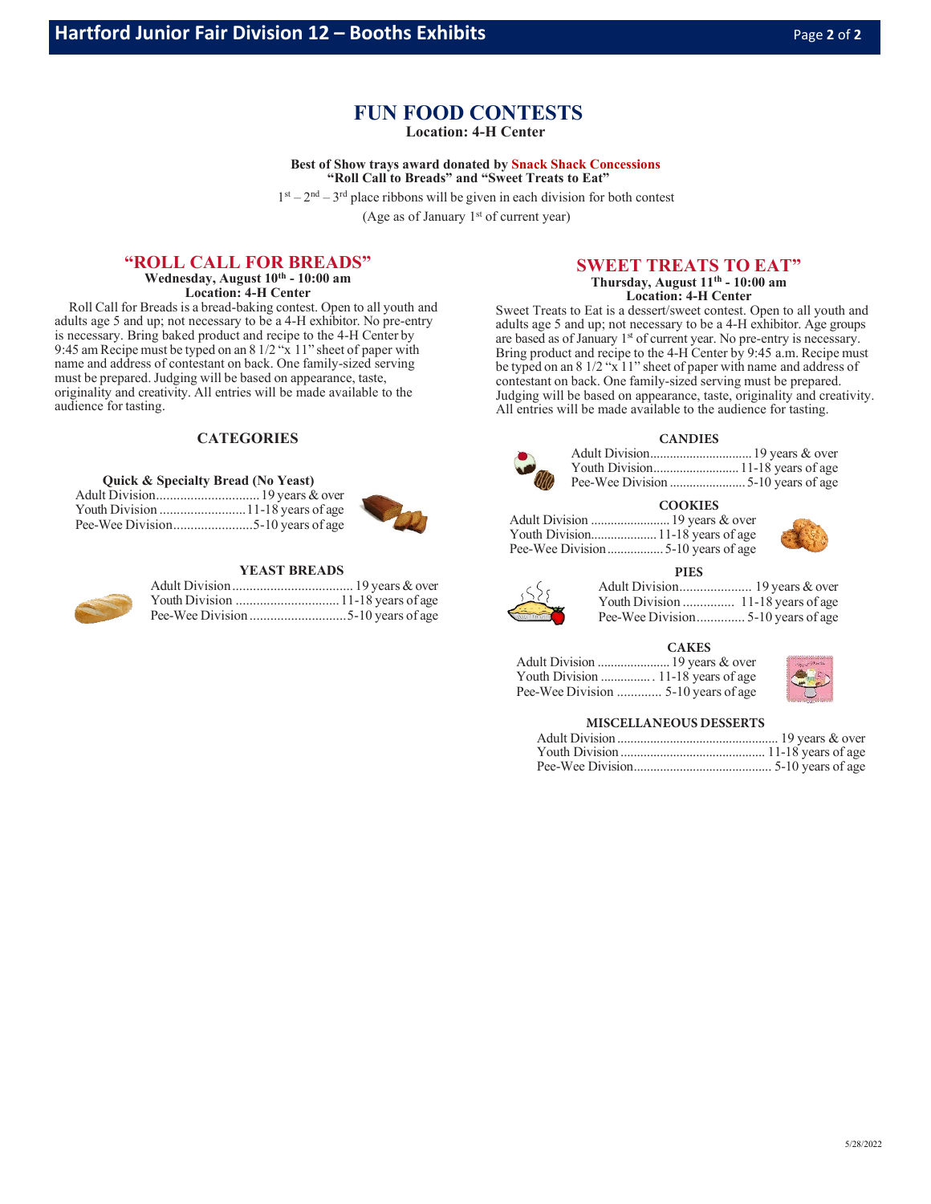# FUN FOOD CONTESTS

**Location: 4-H Center**

**Best of Show trays award donated by Snack Shack Concessions**
**"Roll Call to Breads" and "Sweet Treats to Eat"**

1st – 2nd – 3rd place ribbons will be given in each division for both contest

(Age as of January 1st of current year)

## "ROLL CALL FOR BREADS"

**Wednesday, August 10th - 10:00 am**
**Location: 4-H Center**

Roll Call for Breads is a bread-baking contest. Open to all youth and adults age 5 and up; not necessary to be a 4-H exhibitor. No pre-entry is necessary. Bring baked product and recipe to the 4-H Center by 9:45 am Recipe must be typed on an 8 1/2 "x 11" sheet of paper with name and address of contestant on back. One family-sized serving must be prepared. Judging will be based on appearance, taste, originality and creativity. All entries will be made available to the audience for tasting.

### CATEGORIES

**Quick & Specialty Bread (No Yeast)**

Adult Division.............................. 19 years & over
Youth Division .........................11-18 years of age
Pee-Wee Division.......................5-10 years of age

**YEAST BREADS**

Adult Division .................................. 19 years & over
Youth Division .............................. 11-18 years of age
Pee-Wee Division ............................5-10 years of age

## SWEET TREATS TO EAT"

**Thursday, August 11th - 10:00 am**
**Location: 4-H Center**

Sweet Treats to Eat is a dessert/sweet contest. Open to all youth and adults age 5 and up; not necessary to be a 4-H exhibitor. Age groups are based as of January 1st of current year. No pre-entry is necessary. Bring product and recipe to the 4-H Center by 9:45 a.m. Recipe must be typed on an 8 1/2 "x 11" sheet of paper with name and address of contestant on back. One family-sized serving must be prepared. Judging will be based on appearance, taste, originality and creativity. All entries will be made available to the audience for tasting.

**CANDIES**

Adult Division............................... 19 years & over
Youth Division.......................... 11-18 years of age
Pee-Wee Division ....................... 5-10 years of age

**COOKIES**

Adult Division ........................ 19 years & over
Youth Division.................... 11-18 years of age
Pee-Wee Division ................. 5-10 years of age

**PIES**

Adult Division..................... 19 years & over
Youth Division ............... 11-18 years of age
Pee-Wee Division.............. 5-10 years of age

**CAKES**

Adult Division ..................... 19 years & over
Youth Division ............... . 11-18 years of age
Pee-Wee Division ............. 5-10 years of age

**MISCELLANEOUS DESSERTS**

Adult Division ................................................ 19 years & over
Youth Division ........................................... 11-18 years of age
Pee-Wee Division......................................... 5-10 years of age

5/28/2022